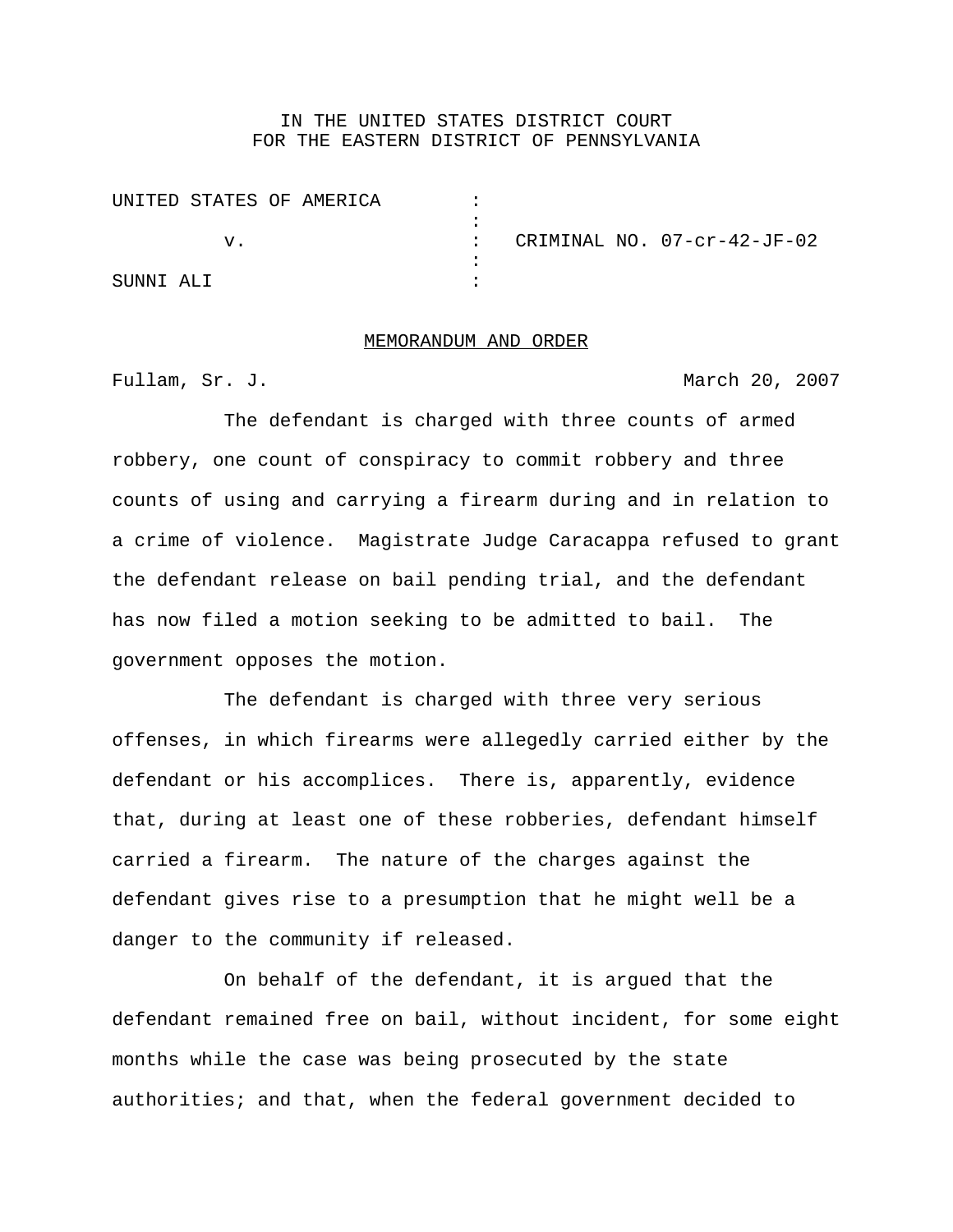IN THE UNITED STATES DISTRICT COURT
FOR THE EASTERN DISTRICT OF PENNSYLVANIA

| | | |
|---|---|---|
| UNITED STATES OF AMERICA | : | |
| | : | |
| v. | : | CRIMINAL NO. 07-cr-42-JF-02 |
| | : | |
| SUNNI ALI | : | |

MEMORANDUM AND ORDER

Fullam, Sr. J. March 20, 2007

The defendant is charged with three counts of armed robbery, one count of conspiracy to commit robbery and three counts of using and carrying a firearm during and in relation to a crime of violence. Magistrate Judge Caracappa refused to grant the defendant release on bail pending trial, and the defendant has now filed a motion seeking to be admitted to bail. The government opposes the motion.

The defendant is charged with three very serious offenses, in which firearms were allegedly carried either by the defendant or his accomplices. There is, apparently, evidence that, during at least one of these robberies, defendant himself carried a firearm. The nature of the charges against the defendant gives rise to a presumption that he might well be a danger to the community if released.

On behalf of the defendant, it is argued that the defendant remained free on bail, without incident, for some eight months while the case was being prosecuted by the state authorities; and that, when the federal government decided to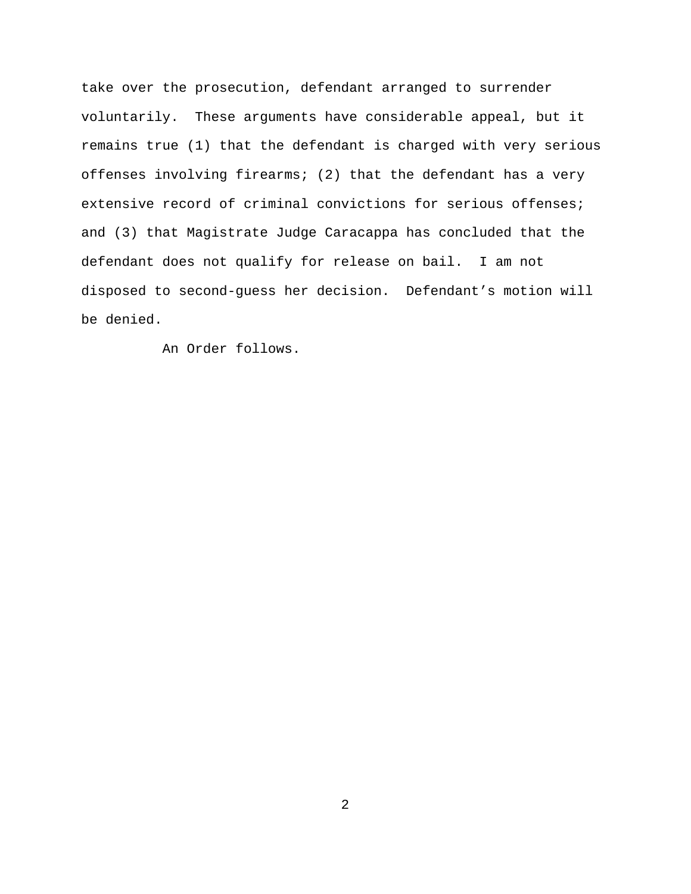take over the prosecution, defendant arranged to surrender voluntarily. These arguments have considerable appeal, but it remains true (1) that the defendant is charged with very serious offenses involving firearms; (2) that the defendant has a very extensive record of criminal convictions for serious offenses; and (3) that Magistrate Judge Caracappa has concluded that the defendant does not qualify for release on bail. I am not disposed to second-guess her decision. Defendant's motion will be denied.

An Order follows.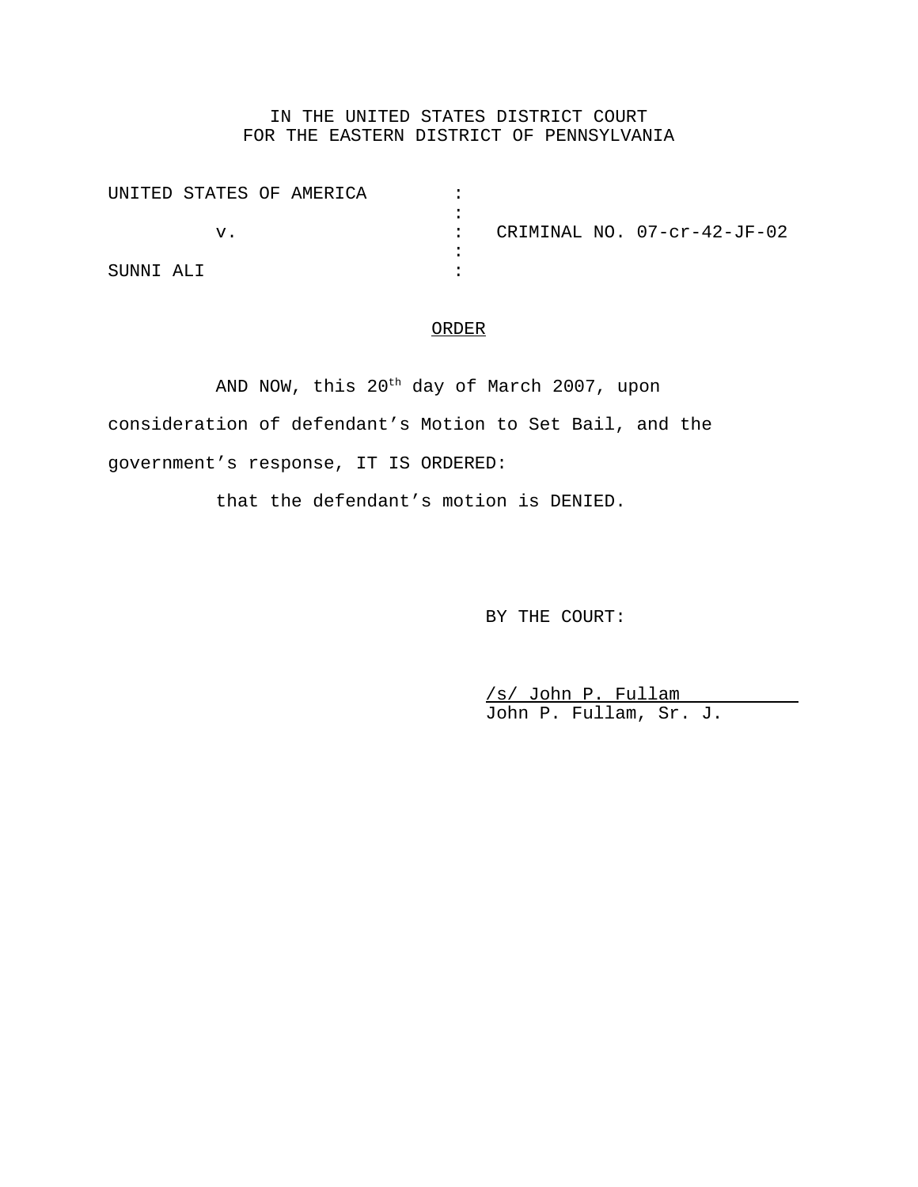IN THE UNITED STATES DISTRICT COURT
FOR THE EASTERN DISTRICT OF PENNSYLVANIA

| | | |
|---|---|---|
| UNITED STATES OF AMERICA | : | |
| | : | |
| v. | : | CRIMINAL NO. 07-cr-42-JF-02 |
| | : | |
| SUNNI ALI | : | |

ORDER

AND NOW, this 20th day of March 2007, upon consideration of defendant's Motion to Set Bail, and the government's response, IT IS ORDERED:

that the defendant's motion is DENIED.

BY THE COURT:

/s/ John P. Fullam
John P. Fullam, Sr. J.